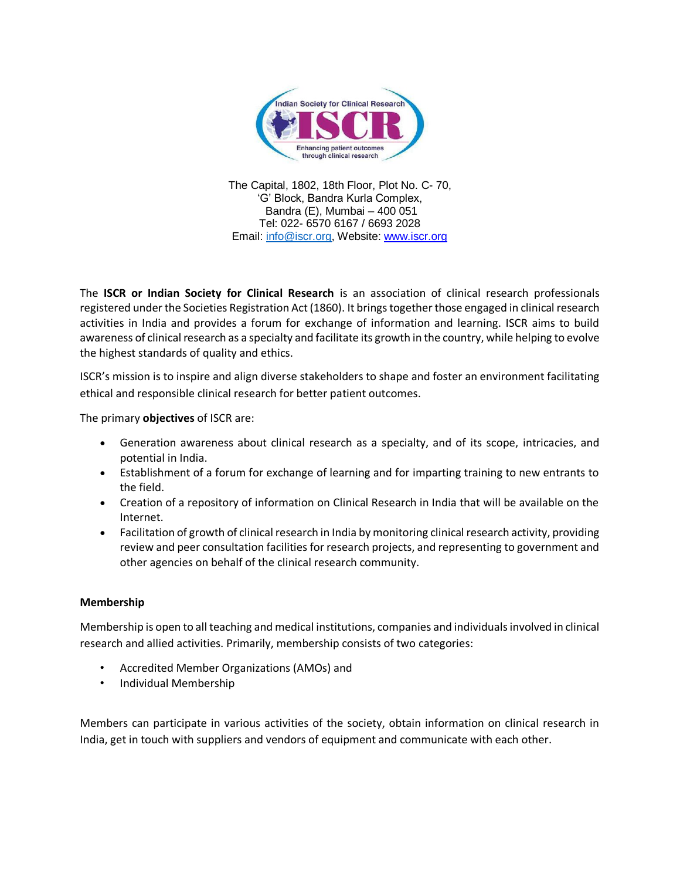Indian Society for Clinical Research

ISCR

Enhancing patient outcomes through clinical research

The Capital, 1802, 18th Floor, Plot No. C- 70,
'G' Block, Bandra Kurla Complex,
Bandra (E), Mumbai – 400 051
Tel: 022- 6570 6167 / 6693 2028
Email: info@iscr.org, Website: www.iscr.org

The **ISCR or Indian Society for Clinical Research** is an association of clinical research professionals registered under the Societies Registration Act (1860). It brings together those engaged in clinical research activities in India and provides a forum for exchange of information and learning. ISCR aims to build awareness of clinical research as a specialty and facilitate its growth in the country, while helping to evolve the highest standards of quality and ethics.

ISCR's mission is to inspire and align diverse stakeholders to shape and foster an environment facilitating ethical and responsible clinical research for better patient outcomes.

The primary **objectives** of ISCR are:

- Generation awareness about clinical research as a specialty, and of its scope, intricacies, and potential in India.
- Establishment of a forum for exchange of learning and for imparting training to new entrants to the field.
- Creation of a repository of information on Clinical Research in India that will be available on the Internet.
- Facilitation of growth of clinical research in India by monitoring clinical research activity, providing review and peer consultation facilities for research projects, and representing to government and other agencies on behalf of the clinical research community.

**Membership**

Membership is open to all teaching and medical institutions, companies and individuals involved in clinical research and allied activities. Primarily, membership consists of two categories:

- Accredited Member Organizations (AMOs) and
- Individual Membership

Members can participate in various activities of the society, obtain information on clinical research in India, get in touch with suppliers and vendors of equipment and communicate with each other.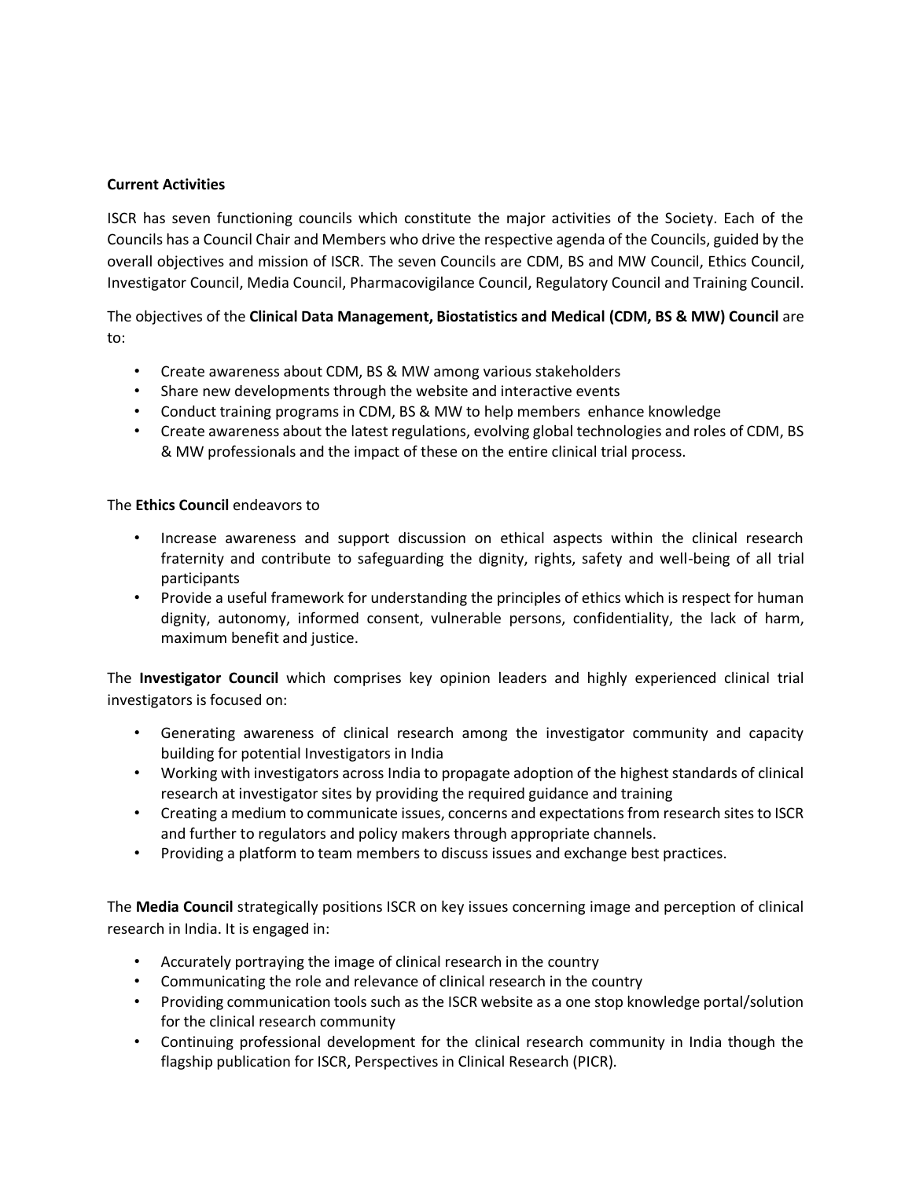**Current Activities**

ISCR has seven functioning councils which constitute the major activities of the Society. Each of the Councils has a Council Chair and Members who drive the respective agenda of the Councils, guided by the overall objectives and mission of ISCR. The seven Councils are CDM, BS and MW Council, Ethics Council, Investigator Council, Media Council, Pharmacovigilance Council, Regulatory Council and Training Council.

The objectives of the **Clinical Data Management, Biostatistics and Medical (CDM, BS & MW) Council** are to:

- Create awareness about CDM, BS & MW among various stakeholders
- Share new developments through the website and interactive events
- Conduct training programs in CDM, BS & MW to help members enhance knowledge
- Create awareness about the latest regulations, evolving global technologies and roles of CDM, BS & MW professionals and the impact of these on the entire clinical trial process.

The **Ethics Council** endeavors to

- Increase awareness and support discussion on ethical aspects within the clinical research fraternity and contribute to safeguarding the dignity, rights, safety and well-being of all trial participants
- Provide a useful framework for understanding the principles of ethics which is respect for human dignity, autonomy, informed consent, vulnerable persons, confidentiality, the lack of harm, maximum benefit and justice.

The **Investigator Council** which comprises key opinion leaders and highly experienced clinical trial investigators is focused on:

- Generating awareness of clinical research among the investigator community and capacity building for potential Investigators in India
- Working with investigators across India to propagate adoption of the highest standards of clinical research at investigator sites by providing the required guidance and training
- Creating a medium to communicate issues, concerns and expectations from research sites to ISCR and further to regulators and policy makers through appropriate channels.
- Providing a platform to team members to discuss issues and exchange best practices.

The **Media Council** strategically positions ISCR on key issues concerning image and perception of clinical research in India. It is engaged in:

- Accurately portraying the image of clinical research in the country
- Communicating the role and relevance of clinical research in the country
- Providing communication tools such as the ISCR website as a one stop knowledge portal/solution for the clinical research community
- Continuing professional development for the clinical research community in India though the flagship publication for ISCR, Perspectives in Clinical Research (PICR).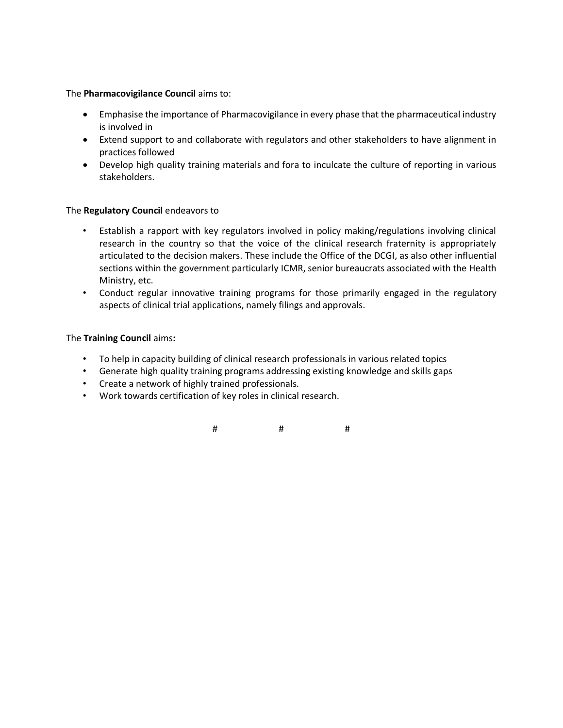The **Pharmacovigilance Council** aims to:

- Emphasise the importance of Pharmacovigilance in every phase that the pharmaceutical industry is involved in
- Extend support to and collaborate with regulators and other stakeholders to have alignment in practices followed
- Develop high quality training materials and fora to inculcate the culture of reporting in various stakeholders.

The **Regulatory Council** endeavors to

- Establish a rapport with key regulators involved in policy making/regulations involving clinical research in the country so that the voice of the clinical research fraternity is appropriately articulated to the decision makers. These include the Office of the DCGI, as also other influential sections within the government particularly ICMR, senior bureaucrats associated with the Health Ministry, etc.
- Conduct regular innovative training programs for those primarily engaged in the regulatory aspects of clinical trial applications, namely filings and approvals.

The **Training Council** aims**:**

- To help in capacity building of clinical research professionals in various related topics
- Generate high quality training programs addressing existing knowledge and skills gaps
- Create a network of highly trained professionals.
- Work towards certification of key roles in clinical research.

\# # #